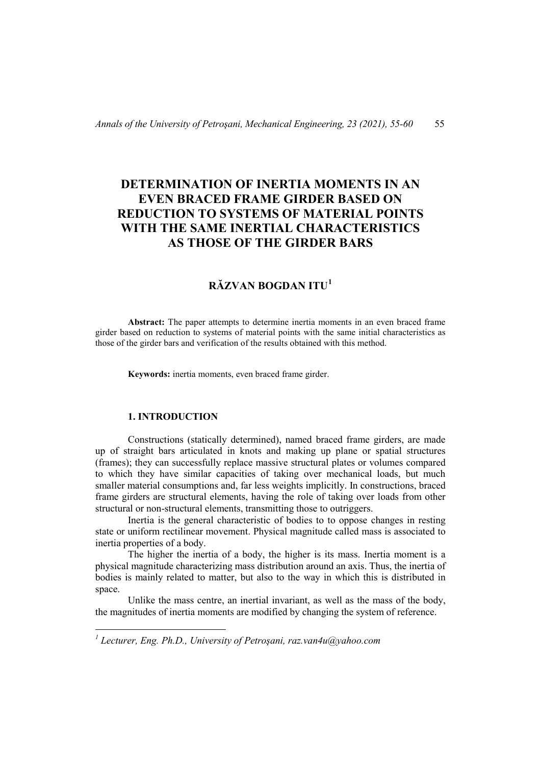# DETERMINATION OF INERTIA MOMENTS IN AN EVEN BRACED FRAME GIRDER BASED ON REDUCTION TO SYSTEMS OF MATERIAL POINTS WITH THE SAME INERTIAL CHARACTERISTICS AS THOSE OF THE GIRDER BARS

## RĂZVAN BOGDAN ITU[1]

**Abstract:** The paper attempts to determine inertia moments in an even braced frame girder based on reduction to systems of material points with the same initial characteristics as those of the girder bars and verification of the results obtained with this method.

**Keywords:** inertia moments, even braced frame girder.

### 1. INTRODUCTION

Constructions (statically determined), named braced frame girders, are made up of straight bars articulated in knots and making up plane or spatial structures (frames); they can successfully replace massive structural plates or volumes compared to which they have similar capacities of taking over mechanical loads, but much smaller material consumptions and, far less weights implicitly. In constructions, braced frame girders are structural elements, having the role of taking over loads from other structural or non-structural elements, transmitting those to outriggers.

Inertia is the general characteristic of bodies to to oppose changes in resting state or uniform rectilinear movement. Physical magnitude called mass is associated to inertia properties of a body.

The higher the inertia of a body, the higher is its mass. Inertia moment is a physical magnitude characterizing mass distribution around an axis. Thus, the inertia of bodies is mainly related to matter, but also to the way in which this is distributed in space.

Unlike the mass centre, an inertial invariant, as well as the mass of the body, the magnitudes of inertia moments are modified by changing the system of reference.

---

*[1] Lecturer, Eng. Ph.D., University of Petroşani, raz.van4u@yahoo.com*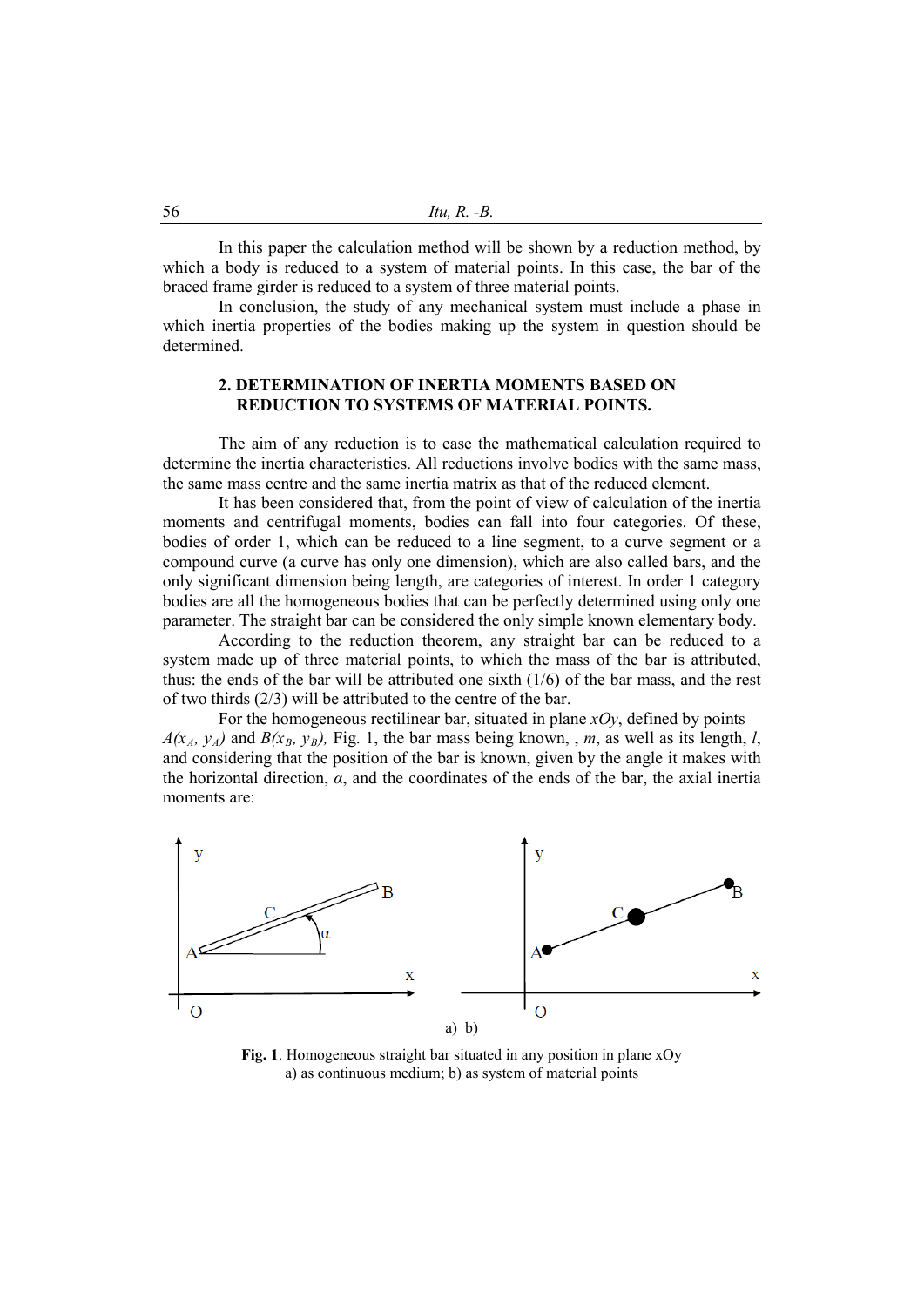In this paper the calculation method will be shown by a reduction method, by which a body is reduced to a system of material points. In this case, the bar of the braced frame girder is reduced to a system of three material points.

In conclusion, the study of any mechanical system must include a phase in which inertia properties of the bodies making up the system in question should be determined.

## 2. DETERMINATION OF INERTIA MOMENTS BASED ON REDUCTION TO SYSTEMS OF MATERIAL POINTS.

The aim of any reduction is to ease the mathematical calculation required to determine the inertia characteristics. All reductions involve bodies with the same mass, the same mass centre and the same inertia matrix as that of the reduced element.

It has been considered that, from the point of view of calculation of the inertia moments and centrifugal moments, bodies can fall into four categories. Of these, bodies of order 1, which can be reduced to a line segment, to a curve segment or a compound curve (a curve has only one dimension), which are also called bars, and the only significant dimension being length, are categories of interest. In order 1 category bodies are all the homogeneous bodies that can be perfectly determined using only one parameter. The straight bar can be considered the only simple known elementary body.

According to the reduction theorem, any straight bar can be reduced to a system made up of three material points, to which the mass of the bar is attributed, thus: the ends of the bar will be attributed one sixth (1/6) of the bar mass, and the rest of two thirds (2/3) will be attributed to the centre of the bar.

For the homogeneous rectilinear bar, situated in plane $xOy$, defined by points $A(x_A, y_A)$ and $B(x_B, y_B)$, Fig. 1, the bar mass being known, , $m$, as well as its length, $l$, and considering that the position of the bar is known, given by the angle it makes with the horizontal direction, $\alpha$, and the coordinates of the ends of the bar, the axial inertia moments are:

a) b)

**Fig. 1**. Homogeneous straight bar situated in any position in plane xOy
a) as continuous medium; b) as system of material points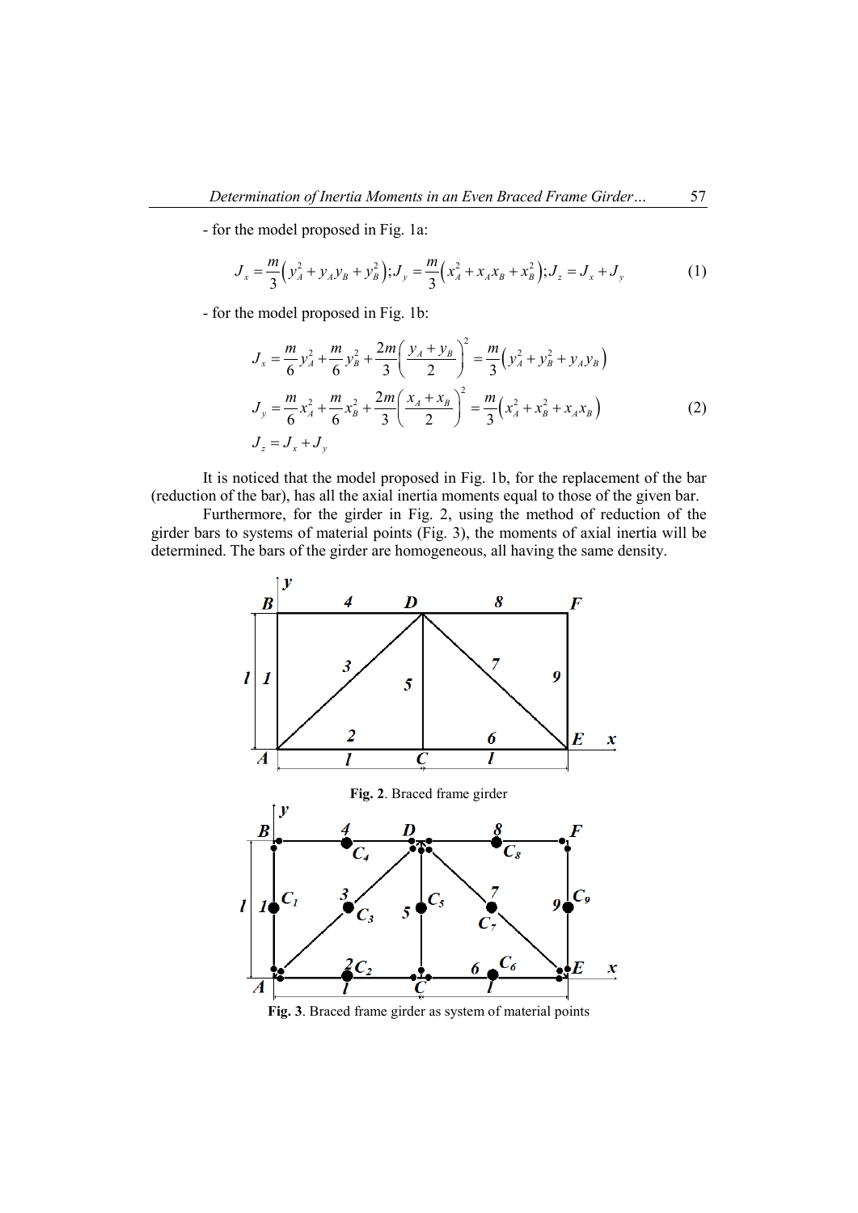- for the model proposed in Fig. 1a:

$$J_x = \frac{m}{3}\left(y_A^2 + y_A y_B + y_B^2\right); J_y = \frac{m}{3}\left(x_A^2 + x_A x_B + x_B^2\right); J_z = J_x + J_y \tag{1}$$

- for the model proposed in Fig. 1b:

$$J_x = \frac{m}{6}y_A^2 + \frac{m}{6}y_B^2 + \frac{2m}{3}\left(\frac{y_A + y_B}{2}\right)^2 = \frac{m}{3}\left(y_A^2 + y_B^2 + y_A y_B\right)$$

$$J_y = \frac{m}{6}x_A^2 + \frac{m}{6}x_B^2 + \frac{2m}{3}\left(\frac{x_A + x_B}{2}\right)^2 = \frac{m}{3}\left(x_A^2 + x_B^2 + x_A x_B\right) \tag{2}$$

$$J_z = J_x + J_y$$

It is noticed that the model proposed in Fig. 1b, for the replacement of the bar (reduction of the bar), has all the axial inertia moments equal to those of the given bar.

Furthermore, for the girder in Fig. 2, using the method of reduction of the girder bars to systems of material points (Fig. 3), the moments of axial inertia will be determined. The bars of the girder are homogeneous, all having the same density.

**Fig. 2**. Braced frame girder

**Fig. 3**. Braced frame girder as system of material points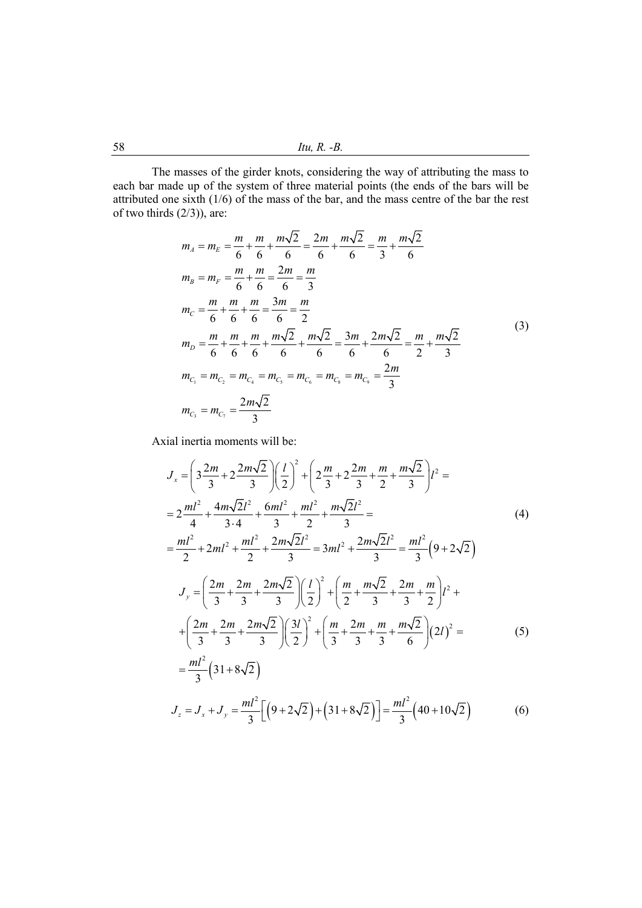The masses of the girder knots, considering the way of attributing the mass to each bar made up of the system of three material points (the ends of the bars will be attributed one sixth (1/6) of the mass of the bar, and the mass centre of the bar the rest of two thirds (2/3)), are:

$$
\begin{aligned}
&m_A = m_E = \frac{m}{6} + \frac{m}{6} + \frac{m\sqrt{2}}{6} = \frac{2m}{6} + \frac{m\sqrt{2}}{6} = \frac{m}{3} + \frac{m\sqrt{2}}{6} \\
&m_B = m_F = \frac{m}{6} + \frac{m}{6} = \frac{2m}{6} = \frac{m}{3} \\
&m_C = \frac{m}{6} + \frac{m}{6} + \frac{m}{6} = \frac{3m}{6} = \frac{m}{2} \\
&m_D = \frac{m}{6} + \frac{m}{6} + \frac{m}{6} + \frac{m\sqrt{2}}{6} + \frac{m\sqrt{2}}{6} = \frac{3m}{6} + \frac{2m\sqrt{2}}{6} = \frac{m}{2} + \frac{m\sqrt{2}}{3} \\
&m_{C_1} = m_{C_2} = m_{C_4} = m_{C_5} = m_{C_6} = m_{C_8} = m_{C_9} = \frac{2m}{3} \\
&m_{C_3} = m_{C_7} = \frac{2m\sqrt{2}}{3}
\end{aligned}
\tag{3}
$$

Axial inertia moments will be:

$$
\begin{aligned}
J_x &= \left(3\frac{2m}{3} + 2\frac{2m\sqrt{2}}{3}\right)\left(\frac{l}{2}\right)^2 + \left(2\frac{m}{3} + 2\frac{2m}{3} + \frac{m}{2} + \frac{m\sqrt{2}}{3}\right)l^2 = \\
&= 2\frac{ml^2}{4} + \frac{4m\sqrt{2}l^2}{3\cdot 4} + \frac{6ml^2}{3} + \frac{ml^2}{2} + \frac{m\sqrt{2}l^2}{3} = \\
&= \frac{ml^2}{2} + 2ml^2 + \frac{ml^2}{2} + \frac{2m\sqrt{2}l^2}{3} = 3ml^2 + \frac{2m\sqrt{2}l^2}{3} = \frac{ml^2}{3}\left(9 + 2\sqrt{2}\right)
\end{aligned}
\tag{4}
$$

$$
\begin{aligned}
J_y &= \left(\frac{2m}{3} + \frac{2m}{3} + \frac{2m\sqrt{2}}{3}\right)\left(\frac{l}{2}\right)^2 + \left(\frac{m}{2} + \frac{m\sqrt{2}}{3} + \frac{2m}{3} + \frac{m}{2}\right)l^2 + \\
&+ \left(\frac{2m}{3} + \frac{2m}{3} + \frac{2m\sqrt{2}}{3}\right)\left(\frac{3l}{2}\right)^2 + \left(\frac{m}{3} + \frac{2m}{3} + \frac{m}{3} + \frac{m\sqrt{2}}{6}\right)(2l)^2 = \\
&= \frac{ml^2}{3}\left(31 + 8\sqrt{2}\right)
\end{aligned}
\tag{5}
$$

$$
J_z = J_x + J_y = \frac{ml^2}{3}\left[\left(9 + 2\sqrt{2}\right) + \left(31 + 8\sqrt{2}\right)\right] = \frac{ml^2}{3}\left(40 + 10\sqrt{2}\right)
\tag{6}
$$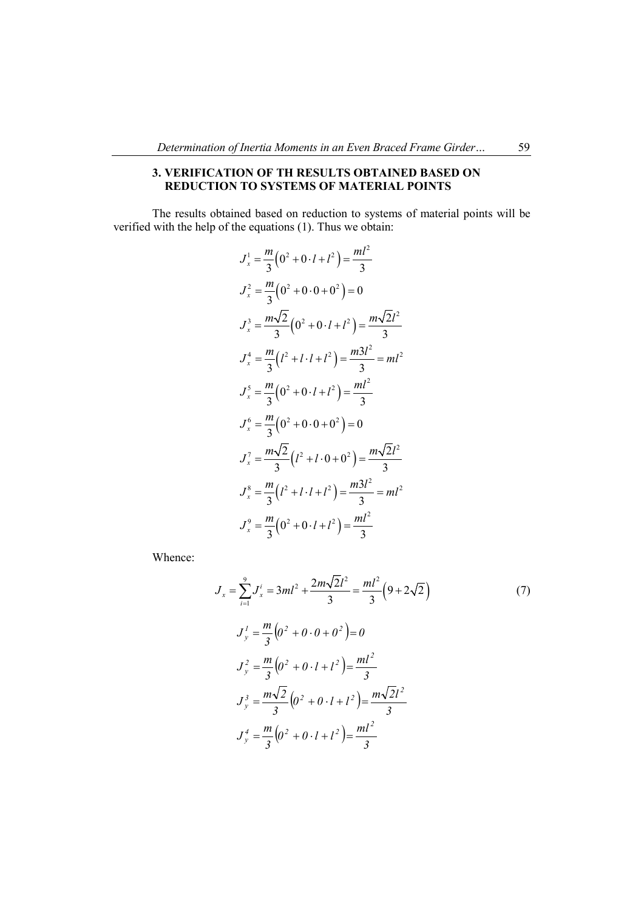## 3. VERIFICATION OF TH RESULTS OBTAINED BASED ON REDUCTION TO SYSTEMS OF MATERIAL POINTS

The results obtained based on reduction to systems of material points will be verified with the help of the equations (1). Thus we obtain:

$$J_x^1 = \frac{m}{3}\left(0^2 + 0 \cdot l + l^2\right) = \frac{ml^2}{3}$$

$$J_x^2 = \frac{m}{3}\left(0^2 + 0 \cdot 0 + 0^2\right) = 0$$

$$J_x^3 = \frac{m\sqrt{2}}{3}\left(0^2 + 0 \cdot l + l^2\right) = \frac{m\sqrt{2}l^2}{3}$$

$$J_x^4 = \frac{m}{3}\left(l^2 + l \cdot l + l^2\right) = \frac{m3l^2}{3} = ml^2$$

$$J_x^5 = \frac{m}{3}\left(0^2 + 0 \cdot l + l^2\right) = \frac{ml^2}{3}$$

$$J_x^6 = \frac{m}{3}\left(0^2 + 0 \cdot 0 + 0^2\right) = 0$$

$$J_x^7 = \frac{m\sqrt{2}}{3}\left(l^2 + l \cdot 0 + 0^2\right) = \frac{m\sqrt{2}l^2}{3}$$

$$J_x^8 = \frac{m}{3}\left(l^2 + l \cdot l + l^2\right) = \frac{m3l^2}{3} = ml^2$$

$$J_x^9 = \frac{m}{3}\left(0^2 + 0 \cdot l + l^2\right) = \frac{ml^2}{3}$$

Whence:

$$J_x = \sum_{i=1}^{9} J_x^i = 3ml^2 + \frac{2m\sqrt{2}l^2}{3} = \frac{ml^2}{3}\left(9 + 2\sqrt{2}\right) \tag{7}$$

$$J_y^1 = \frac{m}{3}\left(0^2 + 0 \cdot 0 + 0^2\right) = 0$$

$$J_y^2 = \frac{m}{3}\left(0^2 + 0 \cdot l + l^2\right) = \frac{ml^2}{3}$$

$$J_y^3 = \frac{m\sqrt{2}}{3}\left(0^2 + 0 \cdot l + l^2\right) = \frac{m\sqrt{2}l^2}{3}$$

$$J_y^4 = \frac{m}{3}\left(0^2 + 0 \cdot l + l^2\right) = \frac{ml^2}{3}$$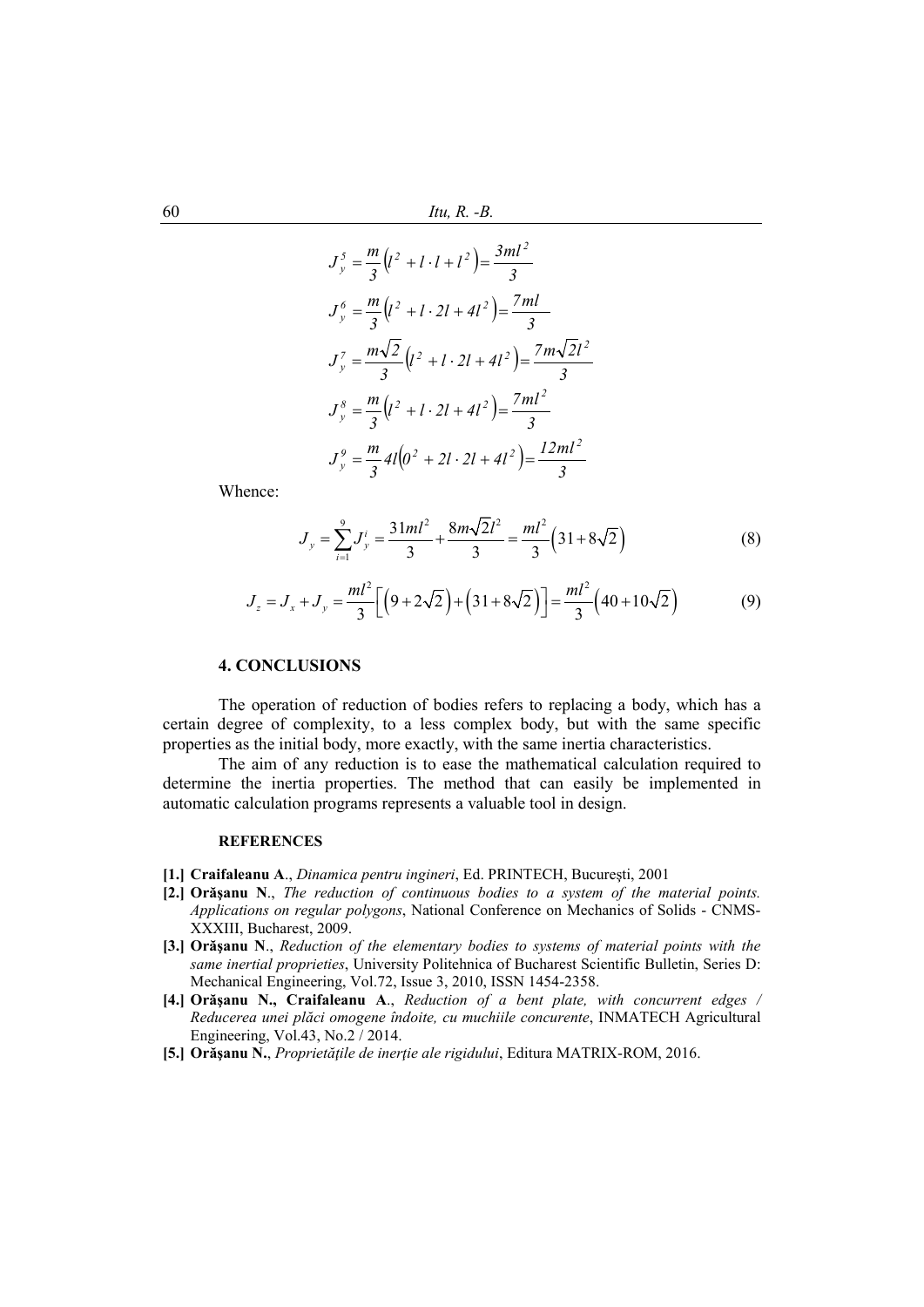$$J_y^5 = \frac{m}{3}\left(l^2 + l \cdot l + l^2\right) = \frac{3ml^2}{3}$$

$$J_y^6 = \frac{m}{3}\left(l^2 + l \cdot 2l + 4l^2\right) = \frac{7ml}{3}$$

$$J_y^7 = \frac{m\sqrt{2}}{3}\left(l^2 + l \cdot 2l + 4l^2\right) = \frac{7m\sqrt{2}l^2}{3}$$

$$J_y^8 = \frac{m}{3}\left(l^2 + l \cdot 2l + 4l^2\right) = \frac{7ml^2}{3}$$

$$J_y^9 = \frac{m}{3}4l\left(0^2 + 2l \cdot 2l + 4l^2\right) = \frac{12ml^2}{3}$$

Whence:

$$J_y = \sum_{i=1}^{9} J_y^i = \frac{31ml^2}{3} + \frac{8m\sqrt{2}l^2}{3} = \frac{ml^2}{3}\left(31 + 8\sqrt{2}\right) \tag{8}$$

$$J_z = J_x + J_y = \frac{ml^2}{3}\left[\left(9 + 2\sqrt{2}\right) + \left(31 + 8\sqrt{2}\right)\right] = \frac{ml^2}{3}\left(40 + 10\sqrt{2}\right) \tag{9}$$

## 4. CONCLUSIONS

The operation of reduction of bodies refers to replacing a body, which has a certain degree of complexity, to a less complex body, but with the same specific properties as the initial body, more exactly, with the same inertia characteristics.

The aim of any reduction is to ease the mathematical calculation required to determine the inertia properties. The method that can easily be implemented in automatic calculation programs represents a valuable tool in design.

### REFERENCES

**[1.] Craifaleanu A**., *Dinamica pentru ingineri*, Ed. PRINTECH, Bucureşti, 2001

**[2.] Orăşanu N**., *The reduction of continuous bodies to a system of the material points. Applications on regular polygons*, National Conference on Mechanics of Solids - CNMS-XXXIII, Bucharest, 2009.

**[3.] Orăşanu N**., *Reduction of the elementary bodies to systems of material points with the same inertial proprieties*, University Politehnica of Bucharest Scientific Bulletin, Series D: Mechanical Engineering, Vol.72, Issue 3, 2010, ISSN 1454-2358.

**[4.] Orăşanu N., Craifaleanu A**., *Reduction of a bent plate, with concurrent edges / Reducerea unei plăci omogene îndoite, cu muchiile concurente*, INMATECH Agricultural Engineering, Vol.43, No.2 / 2014.

**[5.] Orăşanu N.**, *Proprietăţile de inerţie ale rigidului*, Editura MATRIX-ROM, 2016.